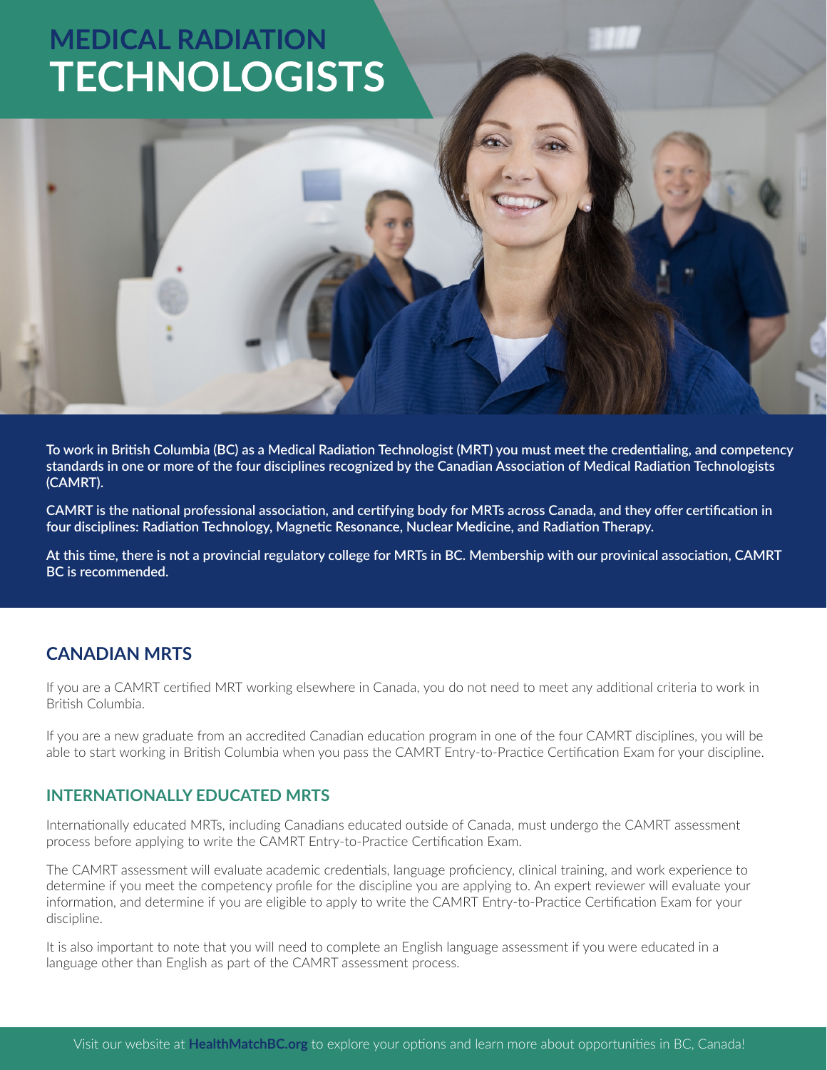# MEDICAL RADIATION TECHNOLOGISTS

**To work in British Columbia (BC) as a Medical Radiation Technologist (MRT) you must meet the credentialing, and competency standards in one or more of the four disciplines recognized by the Canadian Association of Medical Radiation Technologists (CAMRT).**

**CAMRT is the national professional association, and certifying body for MRTs across Canada, and they offer certification in four disciplines: Radiation Technology, Magnetic Resonance, Nuclear Medicine, and Radiation Therapy.**

**At this time, there is not a provincial regulatory college for MRTs in BC. Membership with our provinical association, CAMRT BC is recommended.**

## CANADIAN MRTS

If you are a CAMRT certified MRT working elsewhere in Canada, you do not need to meet any additional criteria to work in British Columbia.

If you are a new graduate from an accredited Canadian education program in one of the four CAMRT disciplines, you will be able to start working in British Columbia when you pass the CAMRT Entry-to-Practice Certification Exam for your discipline.

## INTERNATIONALLY EDUCATED MRTS

Internationally educated MRTs, including Canadians educated outside of Canada, must undergo the CAMRT assessment process before applying to write the CAMRT Entry-to-Practice Certification Exam.

The CAMRT assessment will evaluate academic credentials, language proficiency, clinical training, and work experience to determine if you meet the competency profile for the discipline you are applying to. An expert reviewer will evaluate your information, and determine if you are eligible to apply to write the CAMRT Entry-to-Practice Certification Exam for your discipline.

It is also important to note that you will need to complete an English language assessment if you were educated in a language other than English as part of the CAMRT assessment process.

Visit our website at **HealthMatchBC.org** to explore your options and learn more about opportunities in BC, Canada!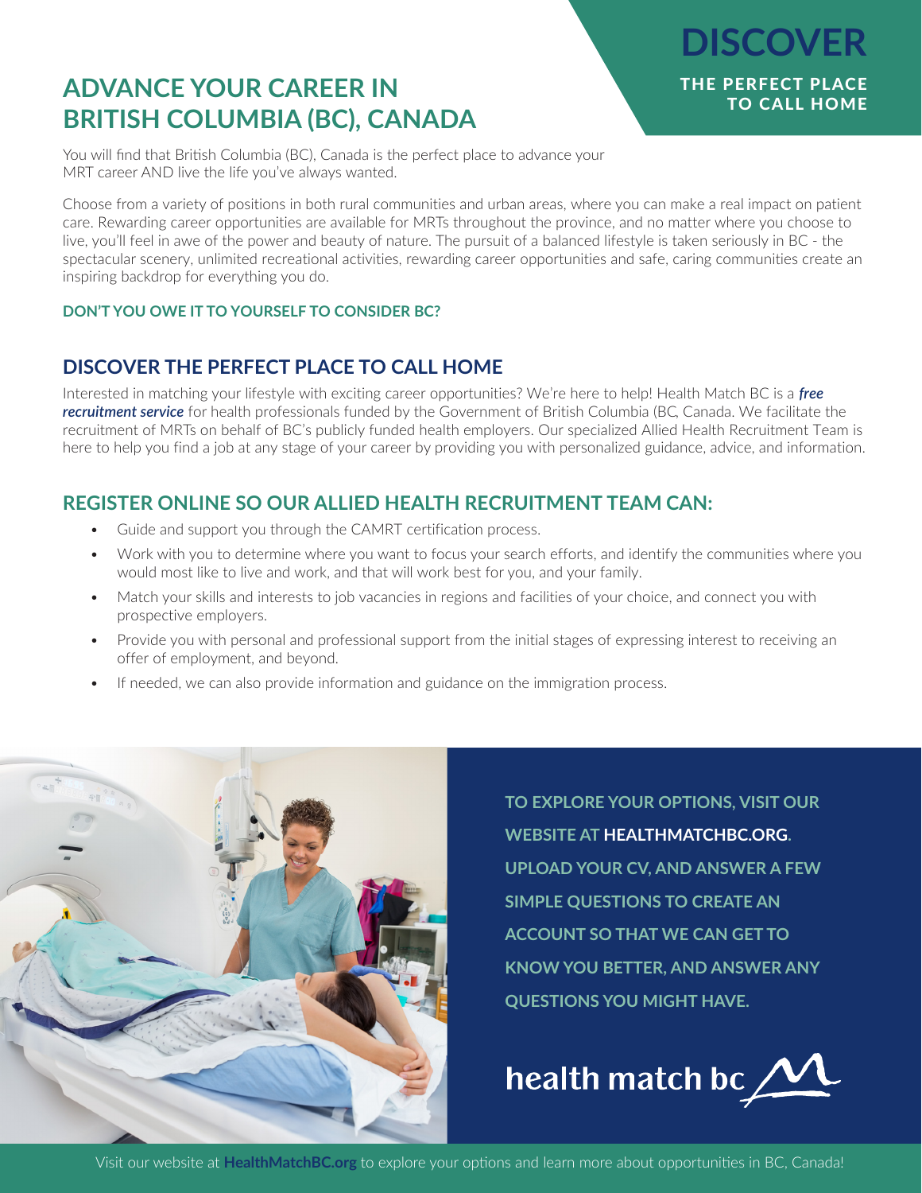# DISCOVER

**THE PERFECT PLACE TO CALL HOME**

## ADVANCE YOUR CAREER IN BRITISH COLUMBIA (BC), CANADA

You will find that British Columbia (BC), Canada is the perfect place to advance your MRT career AND live the life you've always wanted.

Choose from a variety of positions in both rural communities and urban areas, where you can make a real impact on patient care. Rewarding career opportunities are available for MRTs throughout the province, and no matter where you choose to live, you'll feel in awe of the power and beauty of nature. The pursuit of a balanced lifestyle is taken seriously in BC - the spectacular scenery, unlimited recreational activities, rewarding career opportunities and safe, caring communities create an inspiring backdrop for everything you do.

**DON'T YOU OWE IT TO YOURSELF TO CONSIDER BC?**

## DISCOVER THE PERFECT PLACE TO CALL HOME

Interested in matching your lifestyle with exciting career opportunities? We're here to help! Health Match BC is a ***free recruitment service*** for health professionals funded by the Government of British Columbia (BC, Canada. We facilitate the recruitment of MRTs on behalf of BC's publicly funded health employers. Our specialized Allied Health Recruitment Team is here to help you find a job at any stage of your career by providing you with personalized guidance, advice, and information.

## REGISTER ONLINE SO OUR ALLIED HEALTH RECRUITMENT TEAM CAN:

- Guide and support you through the CAMRT certification process.
- Work with you to determine where you want to focus your search efforts, and identify the communities where you would most like to live and work, and that will work best for you, and your family.
- Match your skills and interests to job vacancies in regions and facilities of your choice, and connect you with prospective employers.
- Provide you with personal and professional support from the initial stages of expressing interest to receiving an offer of employment, and beyond.
- If needed, we can also provide information and guidance on the immigration process.

**TO EXPLORE YOUR OPTIONS, VISIT OUR WEBSITE AT HEALTHMATCHBC.ORG. UPLOAD YOUR CV, AND ANSWER A FEW SIMPLE QUESTIONS TO CREATE AN ACCOUNT SO THAT WE CAN GET TO KNOW YOU BETTER, AND ANSWER ANY QUESTIONS YOU MIGHT HAVE.**

health match bc

Visit our website at **HealthMatchBC.org** to explore your options and learn more about opportunities in BC, Canada!